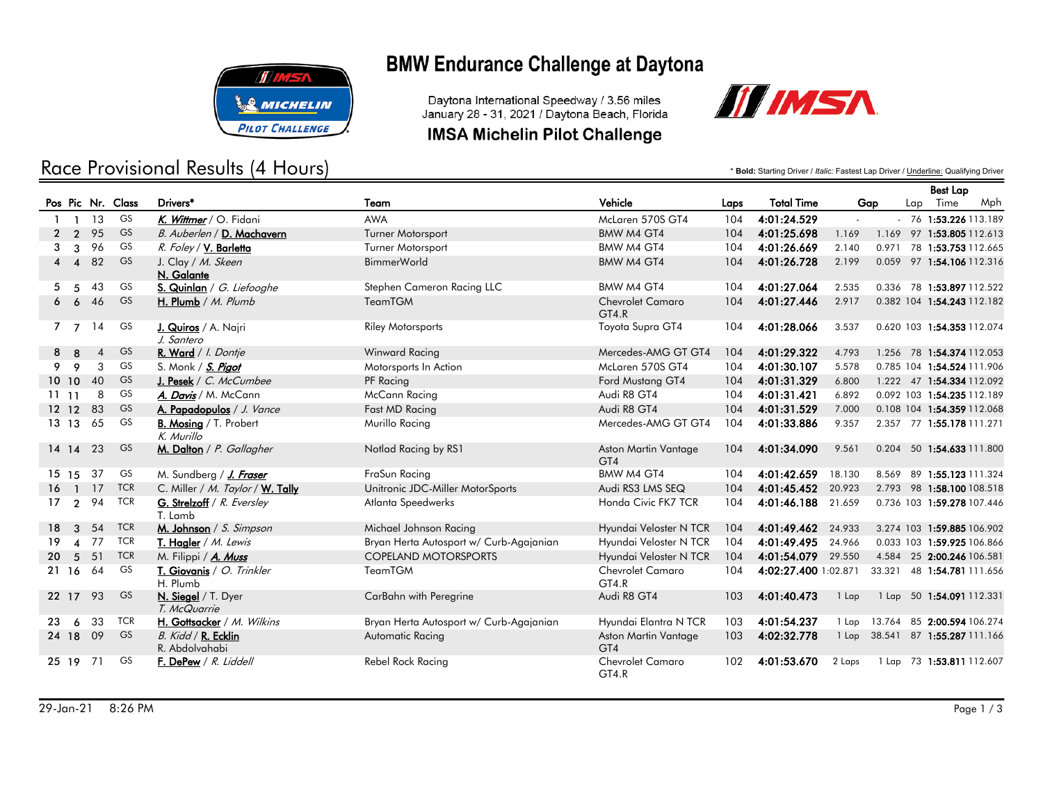# BMW Endurance Challenge at Daytona

Daytona International Speedway / 3.56 miles
January 28 - 31, 2021 / Daytona Beach, Florida

## IMSA Michelin Pilot Challenge

## Race Provisional Results (4 Hours)

\* **Bold:** Starting Driver / *Italic:* Fastest Lap Driver / Underline: Qualifying Driver

| Pos | Pic | Nr. | Class | Drivers* | Team | Vehicle | Laps | Total Time | Gap | | Best Lap Lap | Best Lap Time | Best Lap Mph |
|---|---|---|---|---|---|---|---|---|---|---|---|---|---|
| 1 | 1 | 13 | GS | K. Wittmer / O. Fidani | AWA | McLaren 570S GT4 | 104 | 4:01:24.529 | - | - | 76 | 1:53.226 | 113.189 |
| 2 | 2 | 95 | GS | B. Auberlen / D. Machavern | Turner Motorsport | BMW M4 GT4 | 104 | 4:01:25.698 | 1.169 | 1.169 | 97 | 1:53.805 | 112.613 |
| 3 | 3 | 96 | GS | R. Foley / V. Barletta | Turner Motorsport | BMW M4 GT4 | 104 | 4:01:26.669 | 2.140 | 0.971 | 78 | 1:53.753 | 112.665 |
| 4 | 4 | 82 | GS | J. Clay / M. Skeen / N. Galante | BimmerWorld | BMW M4 GT4 | 104 | 4:01:26.728 | 2.199 | 0.059 | 97 | 1:54.106 | 112.316 |
| 5 | 5 | 43 | GS | S. Quinlan / G. Liefooghe | Stephen Cameron Racing LLC | BMW M4 GT4 | 104 | 4:01:27.064 | 2.535 | 0.336 | 78 | 1:53.897 | 112.522 |
| 6 | 6 | 46 | GS | H. Plumb / M. Plumb | TeamTGM | Chevrolet Camaro GT4.R | 104 | 4:01:27.446 | 2.917 | 0.382 | 104 | 1:54.243 | 112.182 |
| 7 | 7 | 14 | GS | J. Quiros / A. Najri / J. Santero | Riley Motorsports | Toyota Supra GT4 | 104 | 4:01:28.066 | 3.537 | 0.620 | 103 | 1:54.353 | 112.074 |
| 8 | 8 | 4 | GS | R. Ward / I. Dontje | Winward Racing | Mercedes-AMG GT GT4 | 104 | 4:01:29.322 | 4.793 | 1.256 | 78 | 1:54.374 | 112.053 |
| 9 | 9 | 3 | GS | S. Monk / S. Pigot | Motorsports In Action | McLaren 570S GT4 | 104 | 4:01:30.107 | 5.578 | 0.785 | 104 | 1:54.524 | 111.906 |
| 10 | 10 | 40 | GS | J. Pesek / C. McCumbee | PF Racing | Ford Mustang GT4 | 104 | 4:01:31.329 | 6.800 | 1.222 | 47 | 1:54.334 | 112.092 |
| 11 | 11 | 8 | GS | A. Davis / M. McCann | McCann Racing | Audi R8 GT4 | 104 | 4:01:31.421 | 6.892 | 0.092 | 103 | 1:54.235 | 112.189 |
| 12 | 12 | 83 | GS | A. Papadopulos / J. Vance | Fast MD Racing | Audi R8 GT4 | 104 | 4:01:31.529 | 7.000 | 0.108 | 104 | 1:54.359 | 112.068 |
| 13 | 13 | 65 | GS | B. Mosing / T. Probert / K. Murillo | Murillo Racing | Mercedes-AMG GT GT4 | 104 | 4:01:33.886 | 9.357 | 2.357 | 77 | 1:55.178 | 111.271 |
| 14 | 14 | 23 | GS | M. Dalton / P. Gallagher | Notlad Racing by RS1 | Aston Martin Vantage GT4 | 104 | 4:01:34.090 | 9.561 | 0.204 | 50 | 1:54.633 | 111.800 |
| 15 | 15 | 37 | GS | M. Sundberg / J. Fraser | FraSun Racing | BMW M4 GT4 | 104 | 4:01:42.659 | 18.130 | 8.569 | 89 | 1:55.123 | 111.324 |
| 16 | 1 | 17 | TCR | C. Miller / M. Taylor / W. Tally | Unitronic JDC-Miller MotorSports | Audi RS3 LMS SEQ | 104 | 4:01:45.452 | 20.923 | 2.793 | 98 | 1:58.100 | 108.518 |
| 17 | 2 | 94 | TCR | G. Strelzoff / R. Eversley / T. Lamb | Atlanta Speedwerks | Honda Civic FK7 TCR | 104 | 4:01:46.188 | 21.659 | 0.736 | 103 | 1:59.278 | 107.446 |
| 18 | 3 | 54 | TCR | M. Johnson / S. Simpson | Michael Johnson Racing | Hyundai Veloster N TCR | 104 | 4:01:49.462 | 24.933 | 3.274 | 103 | 1:59.885 | 106.902 |
| 19 | 4 | 77 | TCR | T. Hagler / M. Lewis | Bryan Herta Autosport w/ Curb-Agajanian | Hyundai Veloster N TCR | 104 | 4:01:49.495 | 24.966 | 0.033 | 103 | 1:59.925 | 106.866 |
| 20 | 5 | 51 | TCR | M. Filippi / A. Muss | COPELAND MOTORSPORTS | Hyundai Veloster N TCR | 104 | 4:01:54.079 | 29.550 | 4.584 | 25 | 2:00.246 | 106.581 |
| 21 | 16 | 64 | GS | T. Giovanis / O. Trinkler / H. Plumb | TeamTGM | Chevrolet Camaro GT4.R | 104 | 4:02:27.400 | 1:02.871 | 33.321 | 48 | 1:54.781 | 111.656 |
| 22 | 17 | 93 | GS | N. Siegel / T. Dyer / T. McQuarrie | CarBahn with Peregrine | Audi R8 GT4 | 103 | 4:01:40.473 | 1 Lap | 1 Lap | 50 | 1:54.091 | 112.331 |
| 23 | 6 | 33 | TCR | H. Gottsacker / M. Wilkins | Bryan Herta Autosport w/ Curb-Agajanian | Hyundai Elantra N TCR | 103 | 4:01:54.237 | 1 Lap | 13.764 | 85 | 2:00.594 | 106.274 |
| 24 | 18 | 09 | GS | B. Kidd / R. Ecklin / R. Abdolvahabi | Automatic Racing | Aston Martin Vantage GT4 | 103 | 4:02:32.778 | 1 Lap | 38.541 | 87 | 1:55.287 | 111.166 |
| 25 | 19 | 71 | GS | F. DePew / R. Liddell | Rebel Rock Racing | Chevrolet Camaro GT4.R | 102 | 4:01:53.670 | 2 Laps | 1 Lap | 73 | 1:53.811 | 112.607 |

29-Jan-21 8:26 PM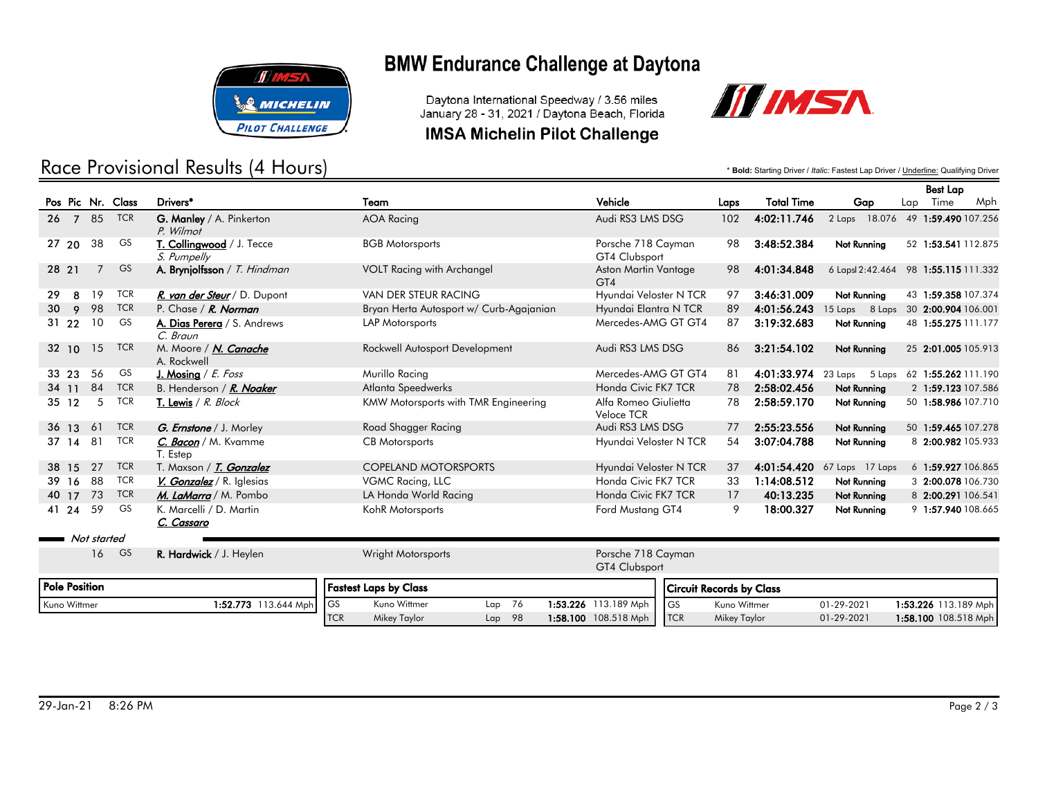# BMW Endurance Challenge at Daytona

Daytona International Speedway / 3.56 miles
January 28 - 31, 2021 / Daytona Beach, Florida

## IMSA Michelin Pilot Challenge

## Race Provisional Results (4 Hours)

\* **Bold:** Starting Driver / *Italic:* Fastest Lap Driver / Underline: Qualifying Driver

| Pos | Pic | Nr. | Class | Drivers* | Team | Vehicle | Laps | Total Time | Gap | | Best Lap Lap | Best Lap Time | Best Lap Mph |
|---|---|---|---|---|---|---|---|---|---|---|---|---|---|
| 26 | 7 | 85 | TCR | **G. Manley** / A. Pinkerton *P. Wilmot* | AOA Racing | Audi RS3 LMS DSG | 102 | 4:02:11.746 | 2 Laps | 18.076 | 49 | 1:59.490 | 107.256 |
| 27 | 20 | 38 | GS | **T. Collingwood** / J. Tecce *S. Pumpelly* | BGB Motorsports | Porsche 718 Cayman GT4 Clubsport | 98 | 3:48:52.384 | Not Running | | 52 | 1:53.541 | 112.875 |
| 28 | 21 | 7 | GS | **A. Brynjolfsson** / *T. Hindman* | VOLT Racing with Archangel | Aston Martin Vantage GT4 | 98 | 4:01:34.848 | 6 Laps | 2:42.464 | 98 | 1:55.115 | 111.332 |
| 29 | 8 | 19 | TCR | ***R. van der Steur*** / D. Dupont | VAN DER STEUR RACING | Hyundai Veloster N TCR | 97 | 3:46:31.009 | Not Running | | 43 | 1:59.358 | 107.374 |
| 30 | 9 | 98 | TCR | P. Chase / ***R. Norman*** | Bryan Herta Autosport w/ Curb-Agajanian | Hyundai Elantra N TCR | 89 | 4:01:56.243 | 15 Laps | 8 Laps | 30 | 2:00.904 | 106.001 |
| 31 | 22 | 10 | GS | **A. Dias Perera** / S. Andrews *C. Braun* | LAP Motorsports | Mercedes-AMG GT GT4 | 87 | 3:19:32.683 | Not Running | | 48 | 1:55.275 | 111.177 |
| 32 | 10 | 15 | TCR | M. Moore / ***N. Canache*** A. Rockwell | Rockwell Autosport Development | Audi RS3 LMS DSG | 86 | 3:21:54.102 | Not Running | | 25 | 2:01.005 | 105.913 |
| 33 | 23 | 56 | GS | **J. Mosing** / *E. Foss* | Murillo Racing | Mercedes-AMG GT GT4 | 81 | 4:01:33.974 | 23 Laps | 5 Laps | 62 | 1:55.262 | 111.190 |
| 34 | 11 | 84 | TCR | B. Henderson / ***R. Noaker*** | Atlanta Speedwerks | Honda Civic FK7 TCR | 78 | 2:58:02.456 | Not Running | | 2 | 1:59.123 | 107.586 |
| 35 | 12 | 5 | TCR | **T. Lewis** / *R. Block* | KMW Motorsports with TMR Engineering | Alfa Romeo Giulietta Veloce TCR | 78 | 2:58:59.170 | Not Running | | 50 | 1:58.986 | 107.710 |
| 36 | 13 | 61 | TCR | ***G. Ernstone*** / J. Morley | Road Shagger Racing | Audi RS3 LMS DSG | 77 | 2:55:23.556 | Not Running | | 50 | 1:59.465 | 107.278 |
| 37 | 14 | 81 | TCR | ***C. Bacon*** / M. Kvamme T. Estep | CB Motorsports | Hyundai Veloster N TCR | 54 | 3:07:04.788 | Not Running | | 8 | 2:00.982 | 105.933 |
| 38 | 15 | 27 | TCR | T. Maxson / ***T. Gonzalez*** | COPELAND MOTORSPORTS | Hyundai Veloster N TCR | 37 | 4:01:54.420 | 67 Laps | 17 Laps | 6 | 1:59.927 | 106.865 |
| 39 | 16 | 88 | TCR | ***V. Gonzalez*** / R. Iglesias | VGMC Racing, LLC | Honda Civic FK7 TCR | 33 | 1:14:08.512 | Not Running | | 3 | 2:00.078 | 106.730 |
| 40 | 17 | 73 | TCR | ***M. LaMarra*** / M. Pombo | LA Honda World Racing | Honda Civic FK7 TCR | 17 | 40:13.235 | Not Running | | 8 | 2:00.291 | 106.541 |
| 41 | 24 | 59 | GS | K. Marcelli / D. Martin ***C. Cassaro*** | KohR Motorsports | Ford Mustang GT4 | 9 | 18:00.327 | Not Running | | 9 | 1:57.940 | 108.665 |

*Not started*

| Nr. | Class | Drivers* | Team | Vehicle |
|---|---|---|---|---|
| 16 | GS | **R. Hardwick** / J. Heylen | Wright Motorsports | Porsche 718 Cayman GT4 Clubsport |

| Pole Position | | |
|---|---|---|
| Kuno Wittmer | 1:52.773 | 113.644 Mph |

| Fastest Laps by Class | | | | | |
|---|---|---|---|---|---|
| GS | Kuno Wittmer | Lap | 76 | 1:53.226 | 113.189 Mph |
| TCR | Mikey Taylor | Lap | 98 | 1:58.100 | 108.518 Mph |

| Circuit Records by Class | | | | |
|---|---|---|---|---|
| GS | Kuno Wittmer | 01-29-2021 | 1:53.226 | 113.189 Mph |
| TCR | Mikey Taylor | 01-29-2021 | 1:58.100 | 108.518 Mph |

29-Jan-21 8:26 PM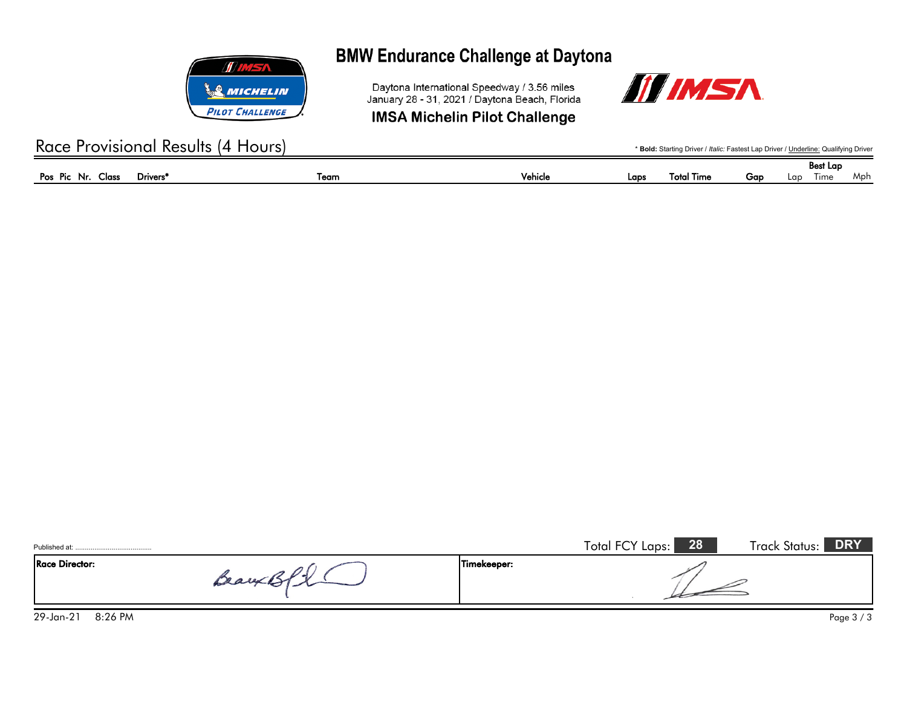# BMW Endurance Challenge at Daytona

Daytona International Speedway / 3.56 miles
January 28 - 31, 2021 / Daytona Beach, Florida

## IMSA Michelin Pilot Challenge

## Race Provisional Results (4 Hours)

* **Bold:** Starting Driver / *Italic:* Fastest Lap Driver / Underline: Qualifying Driver

| Pos | Pic | Nr. | Class | Drivers* | Team | Vehicle | Laps | Total Time | Gap | Best Lap Lap | Best Lap Time | Mph |
|---|---|---|---|---|---|---|---|---|---|---|---|---|

Published at: ........................................

Total FCY Laps: **28** Track Status: **DRY**

| Race Director: | Timekeeper: |
|---|---|
| | |

29-Jan-21 8:26 PM